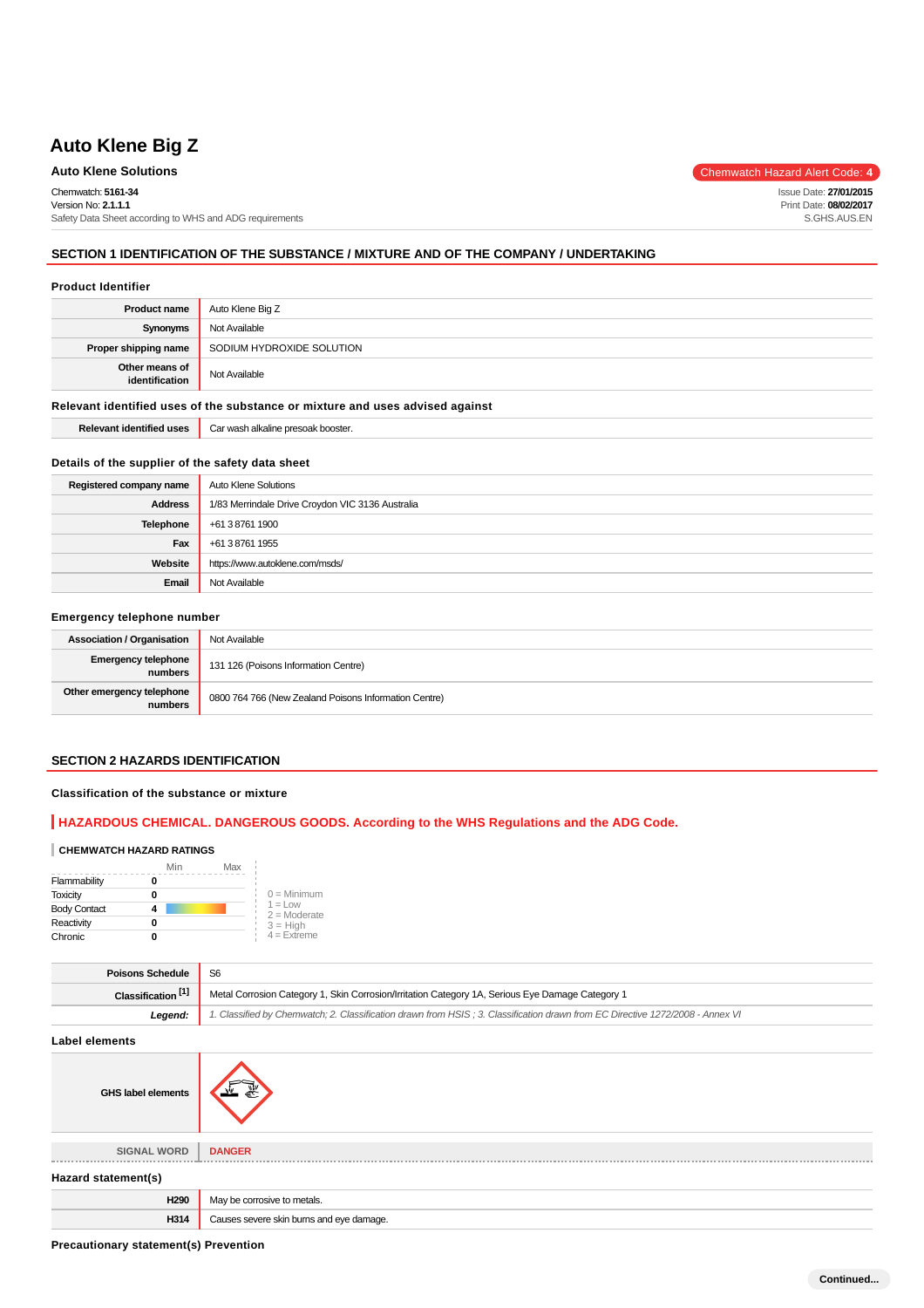# Auto Klene Big Z

**Auto Klene Solutions**

Chemwatch Hazard Alert Code: **4**

Chemwatch: **5161-34**
Version No: **2.1.1.1**
Safety Data Sheet according to WHS and ADG requirements

Issue Date: **27/01/2015**
Print Date: **08/02/2017**
S.GHS.AUS.EN

## SECTION 1 IDENTIFICATION OF THE SUBSTANCE / MIXTURE AND OF THE COMPANY / UNDERTAKING

### Product Identifier

| | |
|---|---|
| **Product name** | Auto Klene Big Z |
| **Synonyms** | Not Available |
| **Proper shipping name** | SODIUM HYDROXIDE SOLUTION |
| **Other means of identification** | Not Available |

### Relevant identified uses of the substance or mixture and uses advised against

| | |
|---|---|
| **Relevant identified uses** | Car wash alkaline presoak booster. |

### Details of the supplier of the safety data sheet

| | |
|---|---|
| **Registered company name** | Auto Klene Solutions |
| **Address** | 1/83 Merrindale Drive Croydon VIC 3136 Australia |
| **Telephone** | +61 3 8761 1900 |
| **Fax** | +61 3 8761 1955 |
| **Website** | https://www.autoklene.com/msds/ |
| **Email** | Not Available |

### Emergency telephone number

| | |
|---|---|
| **Association / Organisation** | Not Available |
| **Emergency telephone numbers** | 131 126 (Poisons Information Centre) |
| **Other emergency telephone numbers** | 0800 764 766 (New Zealand Poisons Information Centre) |

## SECTION 2 HAZARDS IDENTIFICATION

### Classification of the substance or mixture

**HAZARDOUS CHEMICAL. DANGEROUS GOODS. According to the WHS Regulations and the ADG Code.**

**CHEMWATCH HAZARD RATINGS**

| | | Min Max |
|---|---|---|
| Flammability | 0 | |
| Toxicity | 0 | |
| Body Contact | 4 | |
| Reactivity | 0 | |
| Chronic | 0 | |

0 = Minimum
1 = Low
2 = Moderate
3 = High
4 = Extreme

| | |
|---|---|
| **Poisons Schedule** | S6 |
| **Classification [1]** | Metal Corrosion Category 1, Skin Corrosion/Irritation Category 1A, Serious Eye Damage Category 1 |
| ***Legend:*** | *1. Classified by Chemwatch; 2. Classification drawn from HSIS ; 3. Classification drawn from EC Directive 1272/2008 - Annex VI* |

### Label elements

| | |
|---|---|
| **GHS label elements** | |
| **SIGNAL WORD** | **DANGER** |

### Hazard statement(s)

| | |
|---|---|
| **H290** | May be corrosive to metals. |
| **H314** | Causes severe skin burns and eye damage. |

### Precautionary statement(s) Prevention

Continued...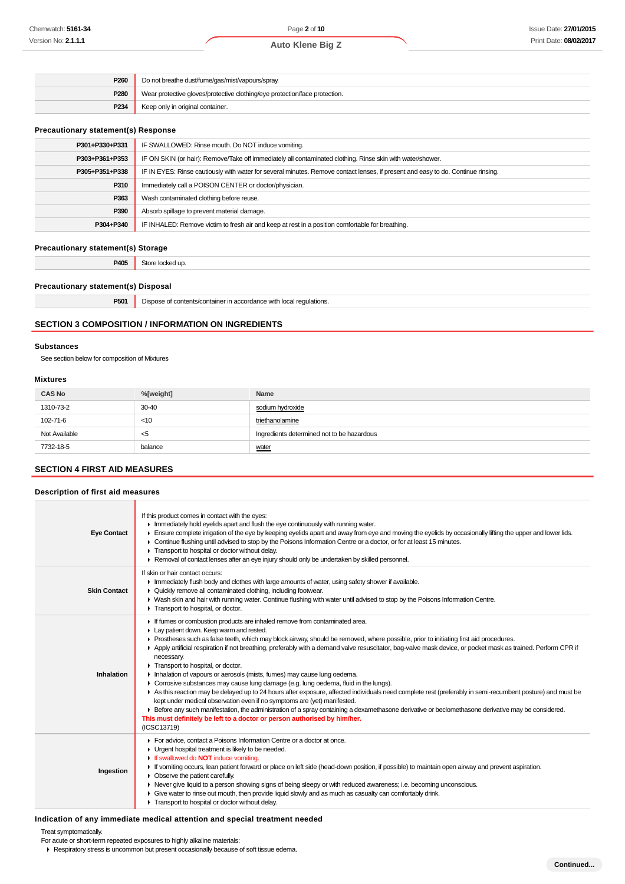| | |
|---|---|
| **P260** | Do not breathe dust/fume/gas/mist/vapours/spray. |
| **P280** | Wear protective gloves/protective clothing/eye protection/face protection. |
| **P234** | Keep only in original container. |

### Precautionary statement(s) Response

| | |
|---|---|
| **P301+P330+P331** | IF SWALLOWED: Rinse mouth. Do NOT induce vomiting. |
| **P303+P361+P353** | IF ON SKIN (or hair): Remove/Take off immediately all contaminated clothing. Rinse skin with water/shower. |
| **P305+P351+P338** | IF IN EYES: Rinse cautiously with water for several minutes. Remove contact lenses, if present and easy to do. Continue rinsing. |
| **P310** | Immediately call a POISON CENTER or doctor/physician. |
| **P363** | Wash contaminated clothing before reuse. |
| **P390** | Absorb spillage to prevent material damage. |
| **P304+P340** | IF INHALED: Remove victim to fresh air and keep at rest in a position comfortable for breathing. |

### Precautionary statement(s) Storage

| | |
|---|---|
| **P405** | Store locked up. |

### Precautionary statement(s) Disposal

| | |
|---|---|
| **P501** | Dispose of contents/container in accordance with local regulations. |

## SECTION 3 COMPOSITION / INFORMATION ON INGREDIENTS

### Substances

See section below for composition of Mixtures

### Mixtures

| CAS No | %[weight] | Name |
|---|---|---|
| 1310-73-2 | 30-40 | sodium hydroxide |
| 102-71-6 | <10 | triethanolamine |
| Not Available | <5 | Ingredients determined not to be hazardous |
| 7732-18-5 | balance | water |

## SECTION 4 FIRST AID MEASURES

### Description of first aid measures

| | |
|---|---|
| **Eye Contact** | If this product comes in contact with the eyes:<br>▸ Immediately hold eyelids apart and flush the eye continuously with running water.<br>▸ Ensure complete irrigation of the eye by keeping eyelids apart and away from eye and moving the eyelids by occasionally lifting the upper and lower lids.<br>▸ Continue flushing until advised to stop by the Poisons Information Centre or a doctor, or for at least 15 minutes.<br>▸ Transport to hospital or doctor without delay.<br>▸ Removal of contact lenses after an eye injury should only be undertaken by skilled personnel. |
| **Skin Contact** | If skin or hair contact occurs:<br>▸ Immediately flush body and clothes with large amounts of water, using safety shower if available.<br>▸ Quickly remove all contaminated clothing, including footwear.<br>▸ Wash skin and hair with running water. Continue flushing with water until advised to stop by the Poisons Information Centre.<br>▸ Transport to hospital, or doctor. |
| **Inhalation** | ▸ If fumes or combustion products are inhaled remove from contaminated area.<br>▸ Lay patient down. Keep warm and rested.<br>▸ Prostheses such as false teeth, which may block airway, should be removed, where possible, prior to initiating first aid procedures.<br>▸ Apply artificial respiration if not breathing, preferably with a demand valve resuscitator, bag-valve mask device, or pocket mask as trained. Perform CPR if necessary.<br>▸ Transport to hospital, or doctor.<br>▸ Inhalation of vapours or aerosols (mists, fumes) may cause lung oedema.<br>▸ Corrosive substances may cause lung damage (e.g. lung oedema, fluid in the lungs).<br>▸ As this reaction may be delayed up to 24 hours after exposure, affected individuals need complete rest (preferably in semi-recumbent posture) and must be kept under medical observation even if no symptoms are (yet) manifested.<br>▸ Before any such manifestation, the administration of a spray containing a dexamethasone derivative or beclomethasone derivative may be considered.<br>**This must definitely be left to a doctor or person authorised by him/her.**<br>(ICSC13719) |
| **Ingestion** | ▸ For advice, contact a Poisons Information Centre or a doctor at once.<br>▸ Urgent hospital treatment is likely to be needed.<br>▸ If swallowed do **NOT** induce vomiting.<br>▸ If vomiting occurs, lean patient forward or place on left side (head-down position, if possible) to maintain open airway and prevent aspiration.<br>▸ Observe the patient carefully.<br>▸ Never give liquid to a person showing signs of being sleepy or with reduced awareness; i.e. becoming unconscious.<br>▸ Give water to rinse out mouth, then provide liquid slowly and as much as casualty can comfortably drink.<br>▸ Transport to hospital or doctor without delay. |

### Indication of any immediate medical attention and special treatment needed

Treat symptomatically.
For acute or short-term repeated exposures to highly alkaline materials:

- Respiratory stress is uncommon but present occasionally because of soft tissue edema.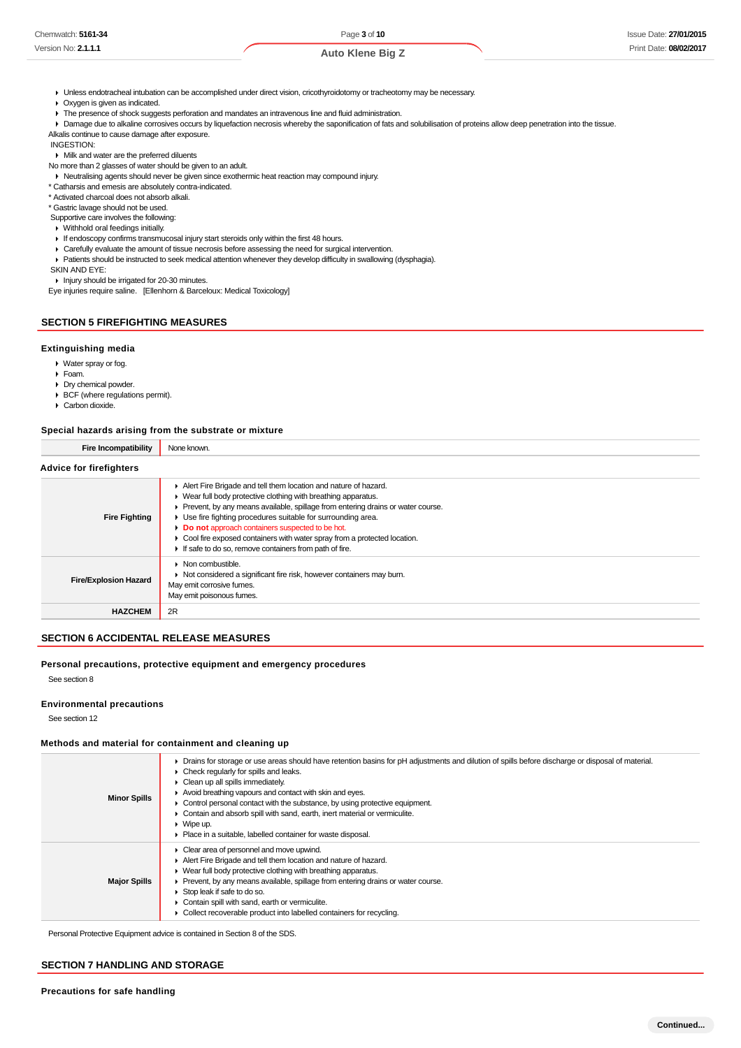- Unless endotracheal intubation can be accomplished under direct vision, cricothyroidotomy or tracheotomy may be necessary.
- Oxygen is given as indicated.
- The presence of shock suggests perforation and mandates an intravenous line and fluid administration.
- Damage due to alkaline corrosives occurs by liquefaction necrosis whereby the saponification of fats and solubilisation of proteins allow deep penetration into the tissue.

Alkalis continue to cause damage after exposure.

INGESTION:

- Milk and water are the preferred diluents

No more than 2 glasses of water should be given to an adult.

- Neutralising agents should never be given since exothermic heat reaction may compound injury.

* Catharsis and emesis are absolutely contra-indicated.

* Activated charcoal does not absorb alkali.

* Gastric lavage should not be used.

Supportive care involves the following:

- Withhold oral feedings initially.
- If endoscopy confirms transmucosal injury start steroids only within the first 48 hours.
- Carefully evaluate the amount of tissue necrosis before assessing the need for surgical intervention.
- Patients should be instructed to seek medical attention whenever they develop difficulty in swallowing (dysphagia).

SKIN AND EYE:

- Injury should be irrigated for 20-30 minutes.

Eye injuries require saline. [Ellenhorn & Barceloux: Medical Toxicology]

## SECTION 5 FIREFIGHTING MEASURES

### Extinguishing media

- Water spray or fog.
- Foam.
- Dry chemical powder.
- BCF (where regulations permit).
- Carbon dioxide.

### Special hazards arising from the substrate or mixture

| Fire Incompatibility | None known. |
|---|---|

### Advice for firefighters

| | |
|---|---|
| **Fire Fighting** | - Alert Fire Brigade and tell them location and nature of hazard.<br>- Wear full body protective clothing with breathing apparatus.<br>- Prevent, by any means available, spillage from entering drains or water course.<br>- Use fire fighting procedures suitable for surrounding area.<br>- **Do not** approach containers suspected to be hot.<br>- Cool fire exposed containers with water spray from a protected location.<br>- If safe to do so, remove containers from path of fire. |
| **Fire/Explosion Hazard** | - Non combustible.<br>- Not considered a significant fire risk, however containers may burn.<br>May emit corrosive fumes.<br>May emit poisonous fumes. |
| **HAZCHEM** | 2R |

## SECTION 6 ACCIDENTAL RELEASE MEASURES

### Personal precautions, protective equipment and emergency procedures

See section 8

### Environmental precautions

See section 12

### Methods and material for containment and cleaning up

| | |
|---|---|
| **Minor Spills** | - Drains for storage or use areas should have retention basins for pH adjustments and dilution of spills before discharge or disposal of material.<br>- Check regularly for spills and leaks.<br>- Clean up all spills immediately.<br>- Avoid breathing vapours and contact with skin and eyes.<br>- Control personal contact with the substance, by using protective equipment.<br>- Contain and absorb spill with sand, earth, inert material or vermiculite.<br>- Wipe up.<br>- Place in a suitable, labelled container for waste disposal. |
| **Major Spills** | - Clear area of personnel and move upwind.<br>- Alert Fire Brigade and tell them location and nature of hazard.<br>- Wear full body protective clothing with breathing apparatus.<br>- Prevent, by any means available, spillage from entering drains or water course.<br>- Stop leak if safe to do so.<br>- Contain spill with sand, earth or vermiculite.<br>- Collect recoverable product into labelled containers for recycling. |

Personal Protective Equipment advice is contained in Section 8 of the SDS.

## SECTION 7 HANDLING AND STORAGE

### Precautions for safe handling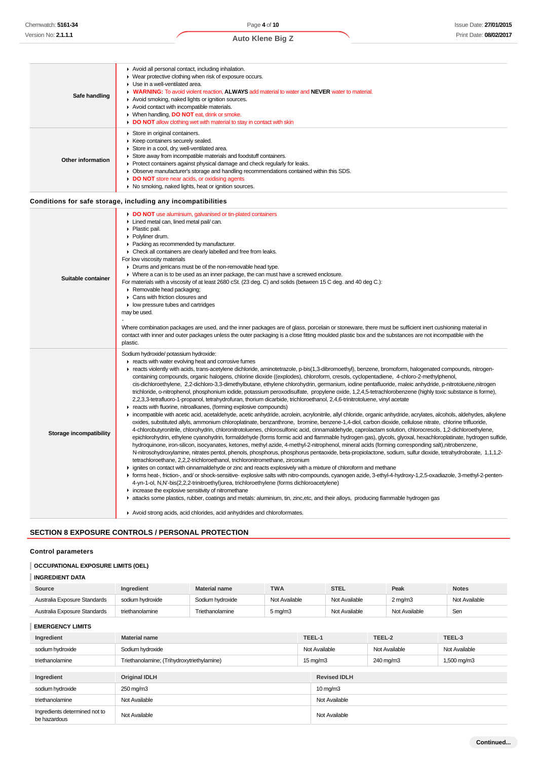| | |
|---|---|
| **Safe handling** | Avoid all personal contact, including inhalation.<br>Wear protective clothing when risk of exposure occurs.<br>Use in a well-ventilated area.<br>**WARNING:** To avoid violent reaction, **ALWAYS** add material to water and **NEVER** water to material.<br>Avoid smoking, naked lights or ignition sources.<br>Avoid contact with incompatible materials.<br>When handling, **DO NOT** eat, drink or smoke.<br>**DO NOT** allow clothing wet with material to stay in contact with skin |
| **Other information** | Store in original containers.<br>Keep containers securely sealed.<br>Store in a cool, dry, well-ventilated area.<br>Store away from incompatible materials and foodstuff containers.<br>Protect containers against physical damage and check regularly for leaks.<br>Observe manufacturer's storage and handling recommendations contained within this SDS.<br>**DO NOT** store near acids, or oxidising agents<br>No smoking, naked lights, heat or ignition sources. |

### Conditions for safe storage, including any incompatibilities

| | |
|---|---|
| **Suitable container** | **DO NOT** use aluminium, galvanised or tin-plated containers<br>Lined metal can, lined metal pail/ can.<br>Plastic pail.<br>Polyliner drum.<br>Packing as recommended by manufacturer.<br>Check all containers are clearly labelled and free from leaks.<br>For low viscosity materials<br>Drums and jerricans must be of the non-removable head type.<br>Where a can is to be used as an inner package, the can must have a screwed enclosure.<br>For materials with a viscosity of at least 2680 cSt. (23 deg. C) and solids (between 15 C deg. and 40 deg C.):<br>Removable head packaging;<br>Cans with friction closures and<br>low pressure tubes and cartridges<br>may be used.<br>-<br>Where combination packages are used, and the inner packages are of glass, porcelain or stoneware, there must be sufficient inert cushioning material in contact with inner and outer packages unless the outer packaging is a close fitting moulded plastic box and the substances are not incompatible with the plastic. |
| **Storage incompatibility** | Sodium hydroxide/ potassium hydroxide:<br>reacts with water evolving heat and corrosive fumes<br>reacts violently with acids, trans-acetylene dichloride, aminotetrazole, p-bis(1,3-dibromoethyl), benzene, bromoform, halogenated compounds, nitrogen-containing compounds, organic halogens, chlorine dioxide ((explodes), chloroform, cresols, cyclopentadiene, 4-chloro-2-methylphenol, cis-dichloroethylene, 2,2-dichloro-3,3-dimethylbutane, ethylene chlorohydrin, germanium, iodine pentafluoride, maleic anhydride, p-nitrotoluene,nitrogen trichloride, o-nitrophenol, phosphonium iodide, potassium peroxodisulfate, propylene oxide, 1,2,4,5-tetrachlorobenzene (highly toxic substance is forme), 2,2,3,3-tetrafluoro-1-propanol, tetrahydrofuran, thorium dicarbide, trichloroethanol, 2,4,6-trinitrotoluene, vinyl acetate<br>reacts with fluorine, nitroalkanes, (forming explosive compounds)<br>incompatible with acetic acid, acetaldehyde, acetic anhydride, acrolein, acrylonitrile, allyl chloride, organic anhydride, acrylates, alcohols, aldehydes, alkylene oxides, substituted allyls, ammonium chloroplatinate, benzanthrone, bromine, benzene-1,4-diol, carbon dioxide, cellulose nitrate, chlorine trifluoride, 4-chlorobutyronitrile, chlorohydrin, chloronitrotoluenes, chlorosulfonic acid, cinnamaldehyde, caprolactam solution, chlorocresols, 1,2-dichloroethylene, epichlorohydrin, ethylene cyanohydrin, formaldehyde (forms formic acid and flammable hydrogen gas), glycols, glyoxal, hexachloroplatinate, hydrogen sulfide, hydroquinone, iron-silicon, isocyanates, ketones, methyl azide, 4-methyl-2-nitrophenol, mineral acids (forming corresponding salt),nitrobenzene, N-nitrosohydroxylamine, nitrates pentol, phenols, phosphorus, phosphorus pentaoxide, beta-propiolactone, sodium, sulfur dioxide, tetrahydroborate, 1,1,1,2-tetrachloroethane, 2,2,2-trichloroethanol, trichloronitromethane, zirconium<br>ignites on contact with cinnamaldehyde or zinc and reacts explosively with a mixture of chloroform and methane<br>forms heat-, friction-, and/ or shock-sensitive- explosive salts with nitro-compounds, cyanogen azide, 3-ethyl-4-hydroxy-1,2,5-oxadiazole, 3-methyl-2-penten-4-yn-1-ol, N,N'-bis(2,2,2-trinitroethyl)urea, trichloroethylene (forms dichloroacetylene)<br>increase the explosive sensitivity of nitromethane<br>attacks some plastics, rubber, coatings and metals: aluminium, tin, zinc,etc, and their alloys, producing flammable hydrogen gas<br><br>Avoid strong acids, acid chlorides, acid anhydrides and chloroformates. |

## SECTION 8 EXPOSURE CONTROLS / PERSONAL PROTECTION

### Control parameters

#### OCCUPATIONAL EXPOSURE LIMITS (OEL)

#### INGREDIENT DATA

| Source | Ingredient | Material name | TWA | STEL | Peak | Notes |
|---|---|---|---|---|---|---|
| Australia Exposure Standards | sodium hydroxide | Sodium hydroxide | Not Available | Not Available | 2 mg/m3 | Not Available |
| Australia Exposure Standards | triethanolamine | Triethanolamine | 5 mg/m3 | Not Available | Not Available | Sen |

#### EMERGENCY LIMITS

| Ingredient | Material name | TEEL-1 | TEEL-2 | TEEL-3 |
|---|---|---|---|---|
| sodium hydroxide | Sodium hydroxide | Not Available | Not Available | Not Available |
| triethanolamine | Triethanolamine; (Trihydroxytriethylamine) | 15 mg/m3 | 240 mg/m3 | 1,500 mg/m3 |

| Ingredient | Original IDLH | Revised IDLH |
|---|---|---|
| sodium hydroxide | 250 mg/m3 | 10 mg/m3 |
| triethanolamine | Not Available | Not Available |
| Ingredients determined not to be hazardous | Not Available | Not Available |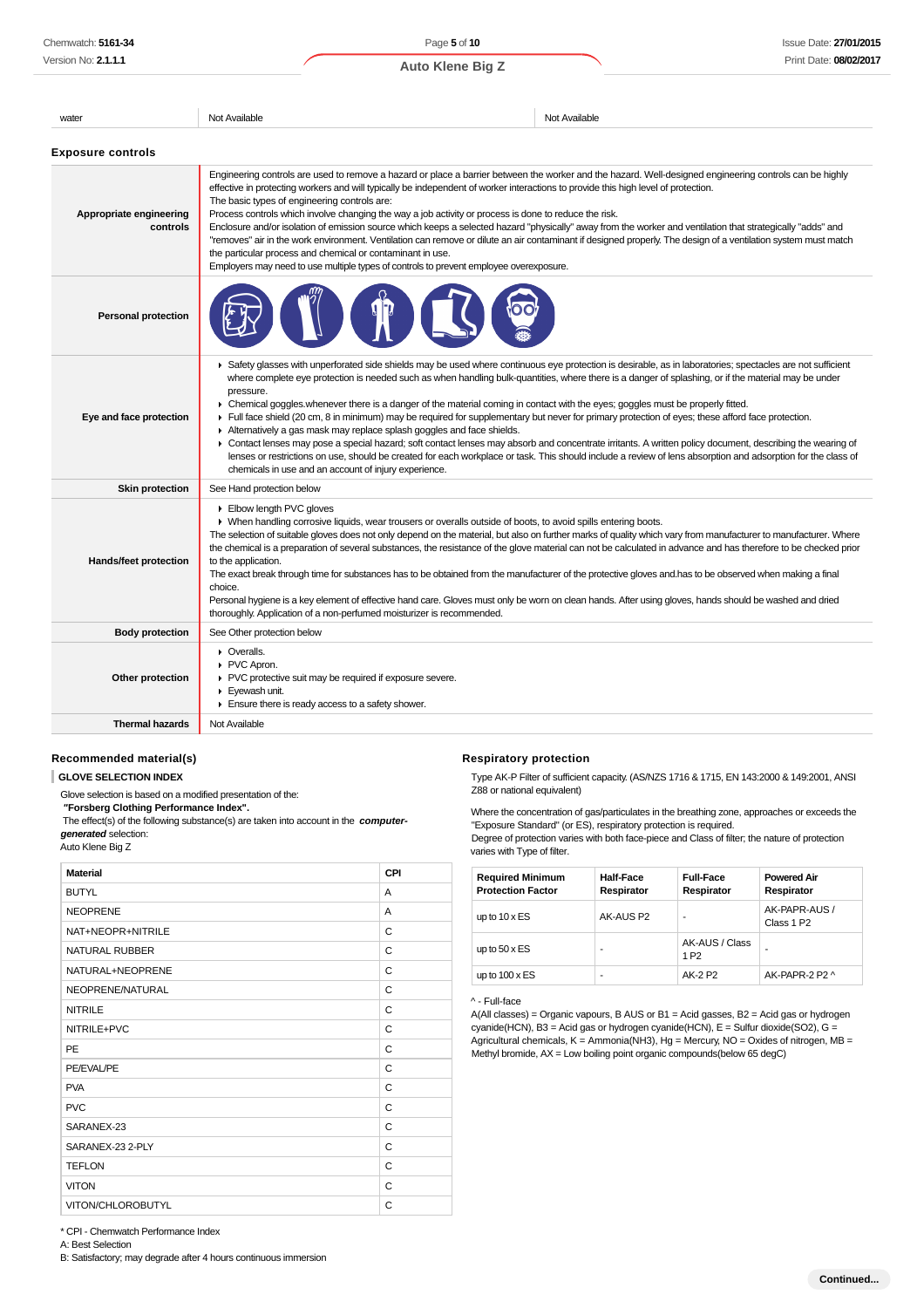| water | Not Available | Not Available |
|---|---|---|

### Exposure controls

| | |
|---|---|
| **Appropriate engineering controls** | Engineering controls are used to remove a hazard or place a barrier between the worker and the hazard. Well-designed engineering controls can be highly effective in protecting workers and will typically be independent of worker interactions to provide this high level of protection.<br>The basic types of engineering controls are:<br>Process controls which involve changing the way a job activity or process is done to reduce the risk.<br>Enclosure and/or isolation of emission source which keeps a selected hazard "physically" away from the worker and ventilation that strategically "adds" and "removes" air in the work environment. Ventilation can remove or dilute an air contaminant if designed properly. The design of a ventilation system must match the particular process and chemical or contaminant in use.<br>Employers may need to use multiple types of controls to prevent employee overexposure. |
| **Personal protection** | |
| **Eye and face protection** | ▸ Safety glasses with unperforated side shields may be used where continuous eye protection is desirable, as in laboratories; spectacles are not sufficient where complete eye protection is needed such as when handling bulk-quantities, where there is a danger of splashing, or if the material may be under pressure.<br>▸ Chemical goggles.whenever there is a danger of the material coming in contact with the eyes; goggles must be properly fitted.<br>▸ Full face shield (20 cm, 8 in minimum) may be required for supplementary but never for primary protection of eyes; these afford face protection.<br>▸ Alternatively a gas mask may replace splash goggles and face shields.<br>▸ Contact lenses may pose a special hazard; soft contact lenses may absorb and concentrate irritants. A written policy document, describing the wearing of lenses or restrictions on use, should be created for each workplace or task. This should include a review of lens absorption and adsorption for the class of chemicals in use and an account of injury experience. |
| **Skin protection** | See Hand protection below |
| **Hands/feet protection** | ▸ Elbow length PVC gloves<br>▸ When handling corrosive liquids, wear trousers or overalls outside of boots, to avoid spills entering boots.<br>The selection of suitable gloves does not only depend on the material, but also on further marks of quality which vary from manufacturer to manufacturer. Where the chemical is a preparation of several substances, the resistance of the glove material can not be calculated in advance and has therefore to be checked prior to the application.<br>The exact break through time for substances has to be obtained from the manufacturer of the protective gloves and.has to be observed when making a final choice.<br>Personal hygiene is a key element of effective hand care. Gloves must only be worn on clean hands. After using gloves, hands should be washed and dried thoroughly. Application of a non-perfumed moisturizer is recommended. |
| **Body protection** | See Other protection below |
| **Other protection** | ▸ Overalls.<br>▸ PVC Apron.<br>▸ PVC protective suit may be required if exposure severe.<br>▸ Eyewash unit.<br>▸ Ensure there is ready access to a safety shower. |
| **Thermal hazards** | Not Available |

### Recommended material(s)

**GLOVE SELECTION INDEX**

Glove selection is based on a modified presentation of the:
**"Forsberg Clothing Performance Index".**
The effect(s) of the following substance(s) are taken into account in the ***computer-generated*** selection:
Auto Klene Big Z

| Material | CPI |
|---|---|
| BUTYL | A |
| NEOPRENE | A |
| NAT+NEOPR+NITRILE | C |
| NATURAL RUBBER | C |
| NATURAL+NEOPRENE | C |
| NEOPRENE/NATURAL | C |
| NITRILE | C |
| NITRILE+PVC | C |
| PE | C |
| PE/EVAL/PE | C |
| PVA | C |
| PVC | C |
| SARANEX-23 | C |
| SARANEX-23 2-PLY | C |
| TEFLON | C |
| VITON | C |
| VITON/CHLOROBUTYL | C |

\* CPI - Chemwatch Performance Index
A: Best Selection
B: Satisfactory; may degrade after 4 hours continuous immersion

### Respiratory protection

Type AK-P Filter of sufficient capacity. (AS/NZS 1716 & 1715, EN 143:2000 & 149:2001, ANSI Z88 or national equivalent)

Where the concentration of gas/particulates in the breathing zone, approaches or exceeds the "Exposure Standard" (or ES), respiratory protection is required.
Degree of protection varies with both face-piece and Class of filter; the nature of protection varies with Type of filter.

| Required Minimum Protection Factor | Half-Face Respirator | Full-Face Respirator | Powered Air Respirator |
|---|---|---|---|
| up to 10 x ES | AK-AUS P2 | - | AK-PAPR-AUS / Class 1 P2 |
| up to 50 x ES | - | AK-AUS / Class 1 P2 | - |
| up to 100 x ES | - | AK-2 P2 | AK-PAPR-2 P2 ^ |

^ - Full-face
A(All classes) = Organic vapours, B AUS or B1 = Acid gasses, B2 = Acid gas or hydrogen cyanide(HCN), B3 = Acid gas or hydrogen cyanide(HCN), E = Sulfur dioxide(SO2), G = Agricultural chemicals, K = Ammonia(NH3), Hg = Mercury, NO = Oxides of nitrogen, MB = Methyl bromide, AX = Low boiling point organic compounds(below 65 degC)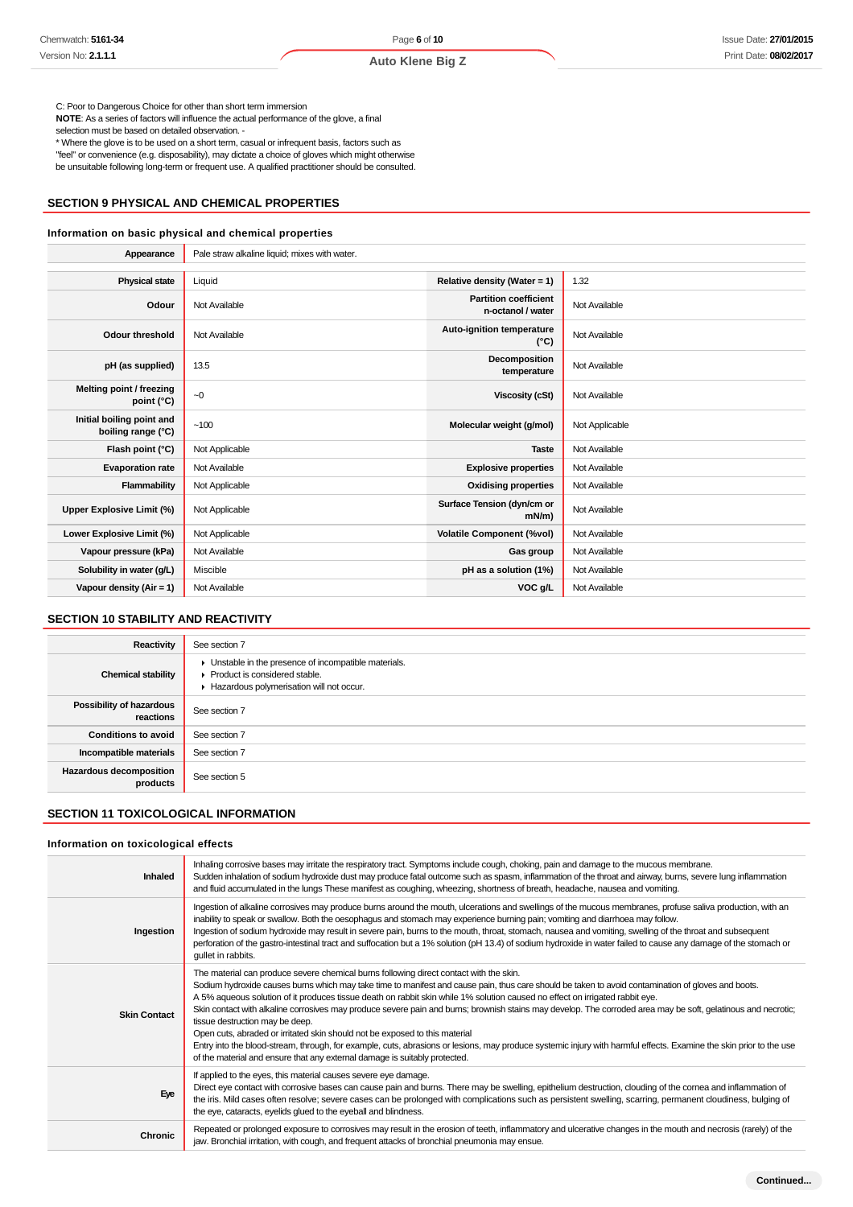C: Poor to Dangerous Choice for other than short term immersion
**NOTE**: As a series of factors will influence the actual performance of the glove, a final selection must be based on detailed observation. -
* Where the glove is to be used on a short term, casual or infrequent basis, factors such as "feel" or convenience (e.g. disposability), may dictate a choice of gloves which might otherwise be unsuitable following long-term or frequent use. A qualified practitioner should be consulted.

## SECTION 9 PHYSICAL AND CHEMICAL PROPERTIES

### Information on basic physical and chemical properties

| | |
|---|---|
| **Appearance** | Pale straw alkaline liquid; mixes with water. |

| | | | |
|---|---|---|---|
| **Physical state** | Liquid | **Relative density (Water = 1)** | 1.32 |
| **Odour** | Not Available | **Partition coefficient n-octanol / water** | Not Available |
| **Odour threshold** | Not Available | **Auto-ignition temperature (°C)** | Not Available |
| **pH (as supplied)** | 13.5 | **Decomposition temperature** | Not Available |
| **Melting point / freezing point (°C)** | ~0 | **Viscosity (cSt)** | Not Available |
| **Initial boiling point and boiling range (°C)** | ~100 | **Molecular weight (g/mol)** | Not Applicable |
| **Flash point (°C)** | Not Applicable | **Taste** | Not Available |
| **Evaporation rate** | Not Available | **Explosive properties** | Not Available |
| **Flammability** | Not Applicable | **Oxidising properties** | Not Available |
| **Upper Explosive Limit (%)** | Not Applicable | **Surface Tension (dyn/cm or mN/m)** | Not Available |
| **Lower Explosive Limit (%)** | Not Applicable | **Volatile Component (%vol)** | Not Available |
| **Vapour pressure (kPa)** | Not Available | **Gas group** | Not Available |
| **Solubility in water (g/L)** | Miscible | **pH as a solution (1%)** | Not Available |
| **Vapour density (Air = 1)** | Not Available | **VOC g/L** | Not Available |

## SECTION 10 STABILITY AND REACTIVITY

| | |
|---|---|
| **Reactivity** | See section 7 |
| **Chemical stability** | ▸ Unstable in the presence of incompatible materials.<br>▸ Product is considered stable.<br>▸ Hazardous polymerisation will not occur. |
| **Possibility of hazardous reactions** | See section 7 |
| **Conditions to avoid** | See section 7 |
| **Incompatible materials** | See section 7 |
| **Hazardous decomposition products** | See section 5 |

## SECTION 11 TOXICOLOGICAL INFORMATION

### Information on toxicological effects

| | |
|---|---|
| **Inhaled** | Inhaling corrosive bases may irritate the respiratory tract. Symptoms include cough, choking, pain and damage to the mucous membrane.<br>Sudden inhalation of sodium hydroxide dust may produce fatal outcome such as spasm, inflammation of the throat and airway, burns, severe lung inflammation and fluid accumulated in the lungs These manifest as coughing, wheezing, shortness of breath, headache, nausea and vomiting. |
| **Ingestion** | Ingestion of alkaline corrosives may produce burns around the mouth, ulcerations and swellings of the mucous membranes, profuse saliva production, with an inability to speak or swallow. Both the oesophagus and stomach may experience burning pain; vomiting and diarrhoea may follow.<br>Ingestion of sodium hydroxide may result in severe pain, burns to the mouth, throat, stomach, nausea and vomiting, swelling of the throat and subsequent perforation of the gastro-intestinal tract and suffocation but a 1% solution (pH 13.4) of sodium hydroxide in water failed to cause any damage of the stomach or gullet in rabbits. |
| **Skin Contact** | The material can produce severe chemical burns following direct contact with the skin.<br>Sodium hydroxide causes burns which may take time to manifest and cause pain, thus care should be taken to avoid contamination of gloves and boots.<br>A 5% aqueous solution of it produces tissue death on rabbit skin while 1% solution caused no effect on irrigated rabbit eye.<br>Skin contact with alkaline corrosives may produce severe pain and burns; brownish stains may develop. The corroded area may be soft, gelatinous and necrotic; tissue destruction may be deep.<br>Open cuts, abraded or irritated skin should not be exposed to this material<br>Entry into the blood-stream, through, for example, cuts, abrasions or lesions, may produce systemic injury with harmful effects. Examine the skin prior to the use of the material and ensure that any external damage is suitably protected. |
| **Eye** | If applied to the eyes, this material causes severe eye damage.<br>Direct eye contact with corrosive bases can cause pain and burns. There may be swelling, epithelium destruction, clouding of the cornea and inflammation of the iris. Mild cases often resolve; severe cases can be prolonged with complications such as persistent swelling, scarring, permanent cloudiness, bulging of the eye, cataracts, eyelids glued to the eyeball and blindness. |
| **Chronic** | Repeated or prolonged exposure to corrosives may result in the erosion of teeth, inflammatory and ulcerative changes in the mouth and necrosis (rarely) of the jaw. Bronchial irritation, with cough, and frequent attacks of bronchial pneumonia may ensue. |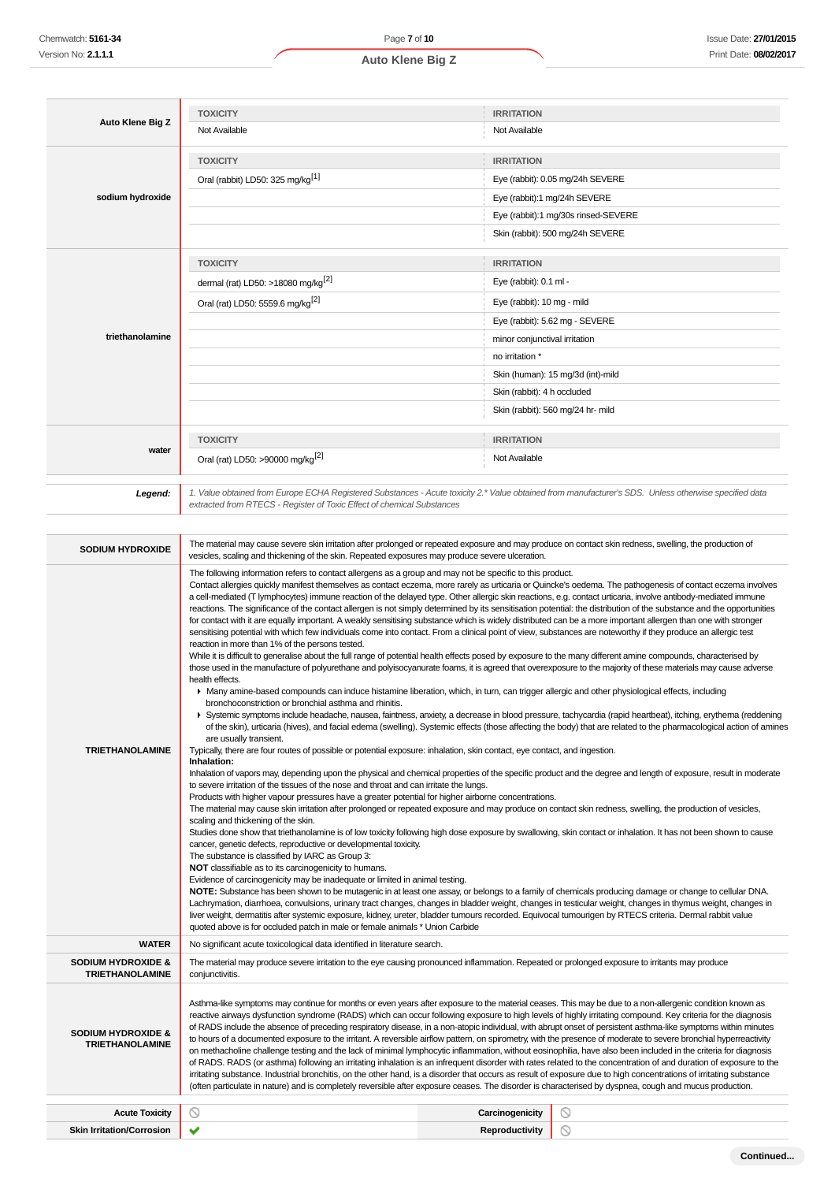| | TOXICITY | IRRITATION |
|---|---|---|
| **Auto Klene Big Z** | Not Available | Not Available |
| **sodium hydroxide** | **TOXICITY** | **IRRITATION** |
| | Oral (rabbit) LD50: 325 mg/kg[1] | Eye (rabbit): 0.05 mg/24h SEVERE |
| | | Eye (rabbit):1 mg/24h SEVERE |
| | | Eye (rabbit):1 mg/30s rinsed-SEVERE |
| | | Skin (rabbit): 500 mg/24h SEVERE |
| **triethanolamine** | **TOXICITY** | **IRRITATION** |
| | dermal (rat) LD50: >18080 mg/kg[2] | Eye (rabbit): 0.1 ml - |
| | Oral (rat) LD50: 5559.6 mg/kg[2] | Eye (rabbit): 10 mg - mild |
| | | Eye (rabbit): 5.62 mg - SEVERE |
| | | minor conjunctival irritation |
| | | no irritation * |
| | | Skin (human): 15 mg/3d (int)-mild |
| | | Skin (rabbit): 4 h occluded |
| | | Skin (rabbit): 560 mg/24 hr- mild |
| **water** | **TOXICITY** | **IRRITATION** |
| | Oral (rat) LD50: >90000 mg/kg[2] | Not Available |

**Legend:** *1. Value obtained from Europe ECHA Registered Substances - Acute toxicity 2.* Value obtained from manufacturer's SDS. Unless otherwise specified data extracted from RTECS - Register of Toxic Effect of chemical Substances*

**SODIUM HYDROXIDE**

The material may cause severe skin irritation after prolonged or repeated exposure and may produce on contact skin redness, swelling, the production of vesicles, scaling and thickening of the skin. Repeated exposures may produce severe ulceration.

**TRIETHANOLAMINE**

The following information refers to contact allergens as a group and may not be specific to this product.
Contact allergies quickly manifest themselves as contact eczema, more rarely as urticaria or Quincke's oedema. The pathogenesis of contact eczema involves a cell-mediated (T lymphocytes) immune reaction of the delayed type. Other allergic skin reactions, e.g. contact urticaria, involve antibody-mediated immune reactions. The significance of the contact allergen is not simply determined by its sensitisation potential: the distribution of the substance and the opportunities for contact with it are equally important. A weakly sensitising substance which is widely distributed can be a more important allergen than one with stronger sensitising potential with which few individuals come into contact. From a clinical point of view, substances are noteworthy if they produce an allergic test reaction in more than 1% of the persons tested.
While it is difficult to generalise about the full range of potential health effects posed by exposure to the many different amine compounds, characterised by those used in the manufacture of polyurethane and polyisocyanurate foams, it is agreed that overexposure to the majority of these materials may cause adverse health effects.

- Many amine-based compounds can induce histamine liberation, which, in turn, can trigger allergic and other physiological effects, including bronchoconstriction or bronchial asthma and rhinitis.
- Systemic symptoms include headache, nausea, faintness, anxiety, a decrease in blood pressure, tachycardia (rapid heartbeat), itching, erythema (reddening of the skin), urticaria (hives), and facial edema (swelling). Systemic effects (those affecting the body) that are related to the pharmacological action of amines are usually transient.

Typically, there are four routes of possible or potential exposure: inhalation, skin contact, eye contact, and ingestion.
**Inhalation:**
Inhalation of vapors may, depending upon the physical and chemical properties of the specific product and the degree and length of exposure, result in moderate to severe irritation of the tissues of the nose and throat and can irritate the lungs.
Products with higher vapour pressures have a greater potential for higher airborne concentrations.
The material may cause skin irritation after prolonged or repeated exposure and may produce on contact skin redness, swelling, the production of vesicles, scaling and thickening of the skin.
Studies done show that triethanolamine is of low toxicity following high dose exposure by swallowing, skin contact or inhalation. It has not been shown to cause cancer, genetic defects, reproductive or developmental toxicity.
The substance is classified by IARC as Group 3:
**NOT** classifiable as to its carcinogenicity to humans.
Evidence of carcinogenicity may be inadequate or limited in animal testing.
**NOTE:** Substance has been shown to be mutagenic in at least one assay, or belongs to a family of chemicals producing damage or change to cellular DNA.
Lachrymation, diarrhoea, convulsions, urinary tract changes, changes in bladder weight, changes in testicular weight, changes in thymus weight, changes in liver weight, dermatitis after systemic exposure, kidney, ureter, bladder tumours recorded. Equivocal tumourigen by RTECS criteria. Dermal rabbit value quoted above is for occluded patch in male or female animals * Union Carbide

**WATER**

No significant acute toxicological data identified in literature search.

**SODIUM HYDROXIDE & TRIETHANOLAMINE**

The material may produce severe irritation to the eye causing pronounced inflammation. Repeated or prolonged exposure to irritants may produce conjunctivitis.

**SODIUM HYDROXIDE & TRIETHANOLAMINE**

Asthma-like symptoms may continue for months or even years after exposure to the material ceases. This may be due to a non-allergenic condition known as reactive airways dysfunction syndrome (RADS) which can occur following exposure to high levels of highly irritating compound. Key criteria for the diagnosis of RADS include the absence of preceding respiratory disease, in a non-atopic individual, with abrupt onset of persistent asthma-like symptoms within minutes to hours of a documented exposure to the irritant. A reversible airflow pattern, on spirometry, with the presence of moderate to severe bronchial hyperreactivity on methacholine challenge testing and the lack of minimal lymphocytic inflammation, without eosinophilia, have also been included in the criteria for diagnosis of RADS. RADS (or asthma) following an irritating inhalation is an infrequent disorder with rates related to the concentration of and duration of exposure to the irritating substance. Industrial bronchitis, on the other hand, is a disorder that occurs as result of exposure due to high concentrations of irritating substance (often particulate in nature) and is completely reversible after exposure ceases. The disorder is characterised by dyspnea, cough and mucus production.

| | | | |
|---|---|---|---|
| **Acute Toxicity** | ⃠ | **Carcinogenicity** | ⃠ |
| **Skin Irritation/Corrosion** | ✔ | **Reproductivity** | ⃠ |

Continued...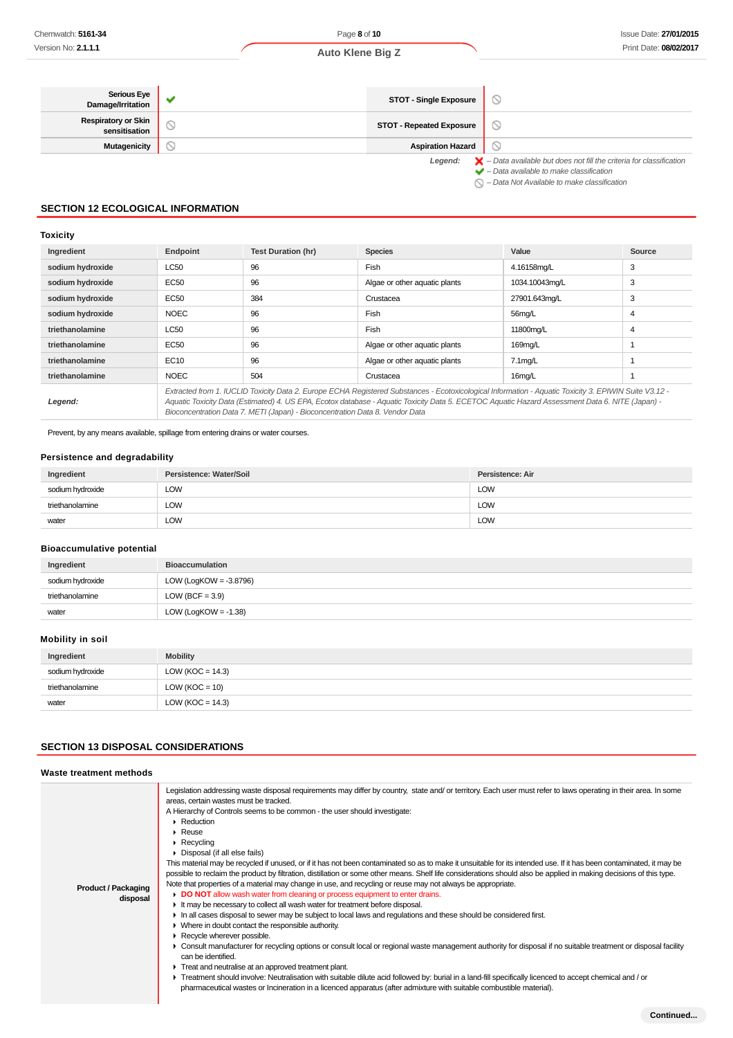| Serious Eye Damage/Irritation | ✔ | STOT - Single Exposure | ⃠ |
|---|---|---|---|
| Respiratory or Skin sensitisation | ⃠ | STOT - Repeated Exposure | ⃠ |
| Mutagenicity | ⃠ | Aspiration Hazard | ⃠ |

*Legend:*
- ✘ – *Data available but does not fill the criteria for classification*
- ✔ – *Data available to make classification*
- ⃠ – *Data Not Available to make classification*

## SECTION 12 ECOLOGICAL INFORMATION

### Toxicity

| Ingredient | Endpoint | Test Duration (hr) | Species | Value | Source |
|---|---|---|---|---|---|
| sodium hydroxide | LC50 | 96 | Fish | 4.16158mg/L | 3 |
| sodium hydroxide | EC50 | 96 | Algae or other aquatic plants | 1034.10043mg/L | 3 |
| sodium hydroxide | EC50 | 384 | Crustacea | 27901.643mg/L | 3 |
| sodium hydroxide | NOEC | 96 | Fish | 56mg/L | 4 |
| triethanolamine | LC50 | 96 | Fish | 11800mg/L | 4 |
| triethanolamine | EC50 | 96 | Algae or other aquatic plants | 169mg/L | 1 |
| triethanolamine | EC10 | 96 | Algae or other aquatic plants | 7.1mg/L | 1 |
| triethanolamine | NOEC | 504 | Crustacea | 16mg/L | 1 |
| *Legend:* | *Extracted from 1. IUCLID Toxicity Data 2. Europe ECHA Registered Substances - Ecotoxicological Information - Aquatic Toxicity 3. EPIWIN Suite V3.12 - Aquatic Toxicity Data (Estimated) 4. US EPA, Ecotox database - Aquatic Toxicity Data 5. ECETOC Aquatic Hazard Assessment Data 6. NITE (Japan) - Bioconcentration Data 7. METI (Japan) - Bioconcentration Data 8. Vendor Data* | | | | |

Prevent, by any means available, spillage from entering drains or water courses.

### Persistence and degradability

| Ingredient | Persistence: Water/Soil | Persistence: Air |
|---|---|---|
| sodium hydroxide | LOW | LOW |
| triethanolamine | LOW | LOW |
| water | LOW | LOW |

### Bioaccumulative potential

| Ingredient | Bioaccumulation |
|---|---|
| sodium hydroxide | LOW (LogKOW = -3.8796) |
| triethanolamine | LOW (BCF = 3.9) |
| water | LOW (LogKOW = -1.38) |

### Mobility in soil

| Ingredient | Mobility |
|---|---|
| sodium hydroxide | LOW (KOC = 14.3) |
| triethanolamine | LOW (KOC = 10) |
| water | LOW (KOC = 14.3) |

## SECTION 13 DISPOSAL CONSIDERATIONS

### Waste treatment methods

**Product / Packaging disposal**

Legislation addressing waste disposal requirements may differ by country, state and/ or territory. Each user must refer to laws operating in their area. In some areas, certain wastes must be tracked.

A Hierarchy of Controls seems to be common - the user should investigate:

- Reduction
- Reuse
- Recycling
- Disposal (if all else fails)

This material may be recycled if unused, or if it has not been contaminated so as to make it unsuitable for its intended use. If it has been contaminated, it may be possible to reclaim the product by filtration, distillation or some other means. Shelf life considerations should also be applied in making decisions of this type. Note that properties of a material may change in use, and recycling or reuse may not always be appropriate.

- **DO NOT** allow wash water from cleaning or process equipment to enter drains.
- It may be necessary to collect all wash water for treatment before disposal.
- In all cases disposal to sewer may be subject to local laws and regulations and these should be considered first.
- Where in doubt contact the responsible authority.
- Recycle wherever possible.
- Consult manufacturer for recycling options or consult local or regional waste management authority for disposal if no suitable treatment or disposal facility can be identified.
- Treat and neutralise at an approved treatment plant.
- Treatment should involve: Neutralisation with suitable dilute acid followed by: burial in a land-fill specifically licenced to accept chemical and / or pharmaceutical wastes or Incineration in a licenced apparatus (after admixture with suitable combustible material).

**Continued...**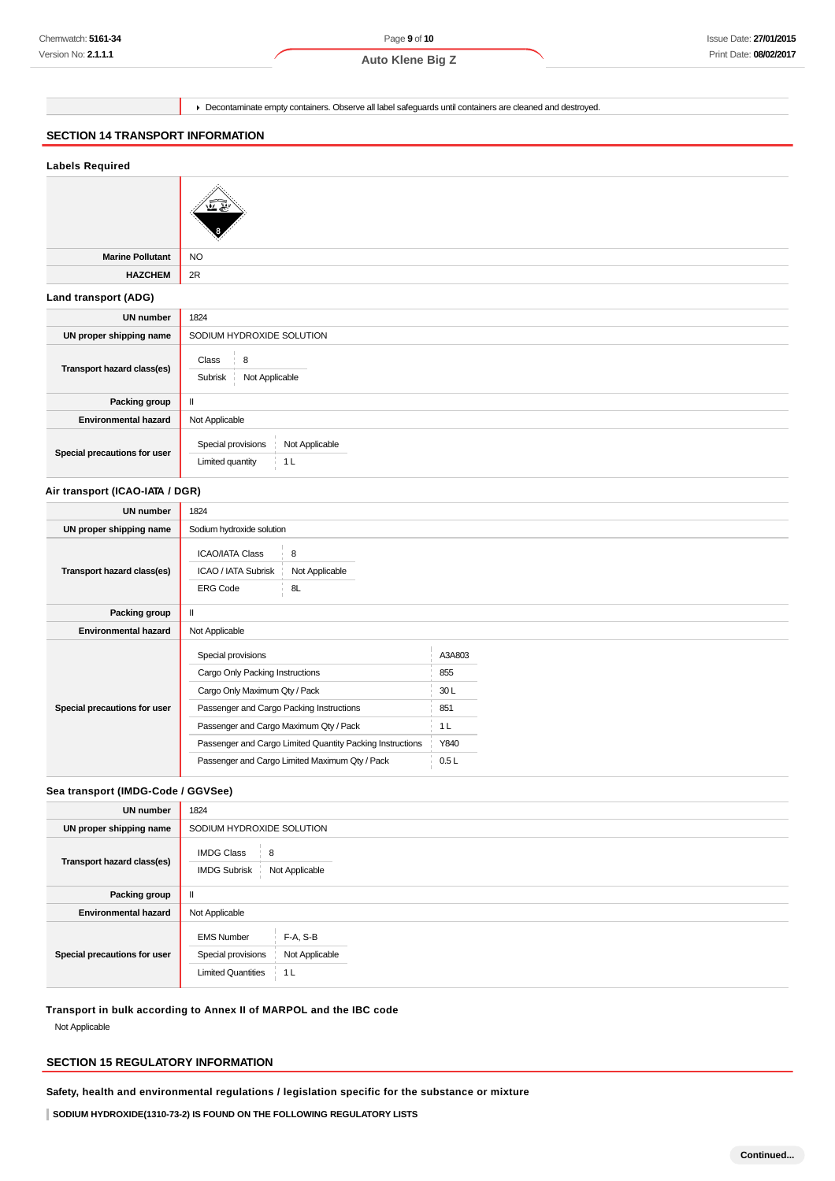| | |
|---|---|
| | ▸ Decontaminate empty containers. Observe all label safeguards until containers are cleaned and destroyed. |

## SECTION 14 TRANSPORT INFORMATION

### Labels Required

| | |
|---|---|
| | |
| **Marine Pollutant** | NO |
| **HAZCHEM** | 2R |

### Land transport (ADG)

| | |
|---|---|
| **UN number** | 1824 |
| **UN proper shipping name** | SODIUM HYDROXIDE SOLUTION |
| **Transport hazard class(es)** | Class: 8<br>Subrisk: Not Applicable |
| **Packing group** | II |
| **Environmental hazard** | Not Applicable |
| **Special precautions for user** | Special provisions: Not Applicable<br>Limited quantity: 1 L |

### Air transport (ICAO-IATA / DGR)

| | |
|---|---|
| **UN number** | 1824 |
| **UN proper shipping name** | Sodium hydroxide solution |
| **Transport hazard class(es)** | ICAO/IATA Class: 8<br>ICAO / IATA Subrisk: Not Applicable<br>ERG Code: 8L |
| **Packing group** | II |
| **Environmental hazard** | Not Applicable |
| **Special precautions for user** | Special provisions: A3A803<br>Cargo Only Packing Instructions: 855<br>Cargo Only Maximum Qty / Pack: 30 L<br>Passenger and Cargo Packing Instructions: 851<br>Passenger and Cargo Maximum Qty / Pack: 1 L<br>Passenger and Cargo Limited Quantity Packing Instructions: Y840<br>Passenger and Cargo Limited Maximum Qty / Pack: 0.5 L |

### Sea transport (IMDG-Code / GGVSee)

| | |
|---|---|
| **UN number** | 1824 |
| **UN proper shipping name** | SODIUM HYDROXIDE SOLUTION |
| **Transport hazard class(es)** | IMDG Class: 8<br>IMDG Subrisk: Not Applicable |
| **Packing group** | II |
| **Environmental hazard** | Not Applicable |
| **Special precautions for user** | EMS Number: F-A, S-B<br>Special provisions: Not Applicable<br>Limited Quantities: 1 L |

### Transport in bulk according to Annex II of MARPOL and the IBC code

Not Applicable

## SECTION 15 REGULATORY INFORMATION

### Safety, health and environmental regulations / legislation specific for the substance or mixture

**SODIUM HYDROXIDE(1310-73-2) IS FOUND ON THE FOLLOWING REGULATORY LISTS**

Continued...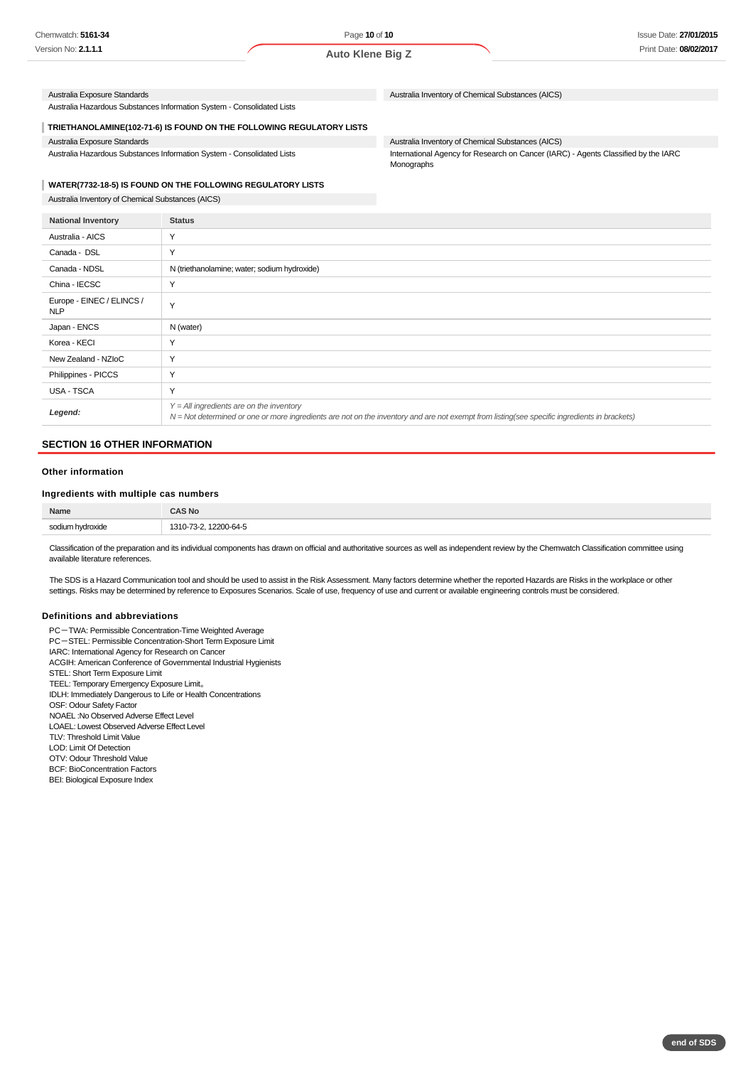| | |
|---|---|
| Australia Exposure Standards | Australia Inventory of Chemical Substances (AICS) |
| Australia Hazardous Substances Information System - Consolidated Lists | |

**TRIETHANOLAMINE(102-71-6) IS FOUND ON THE FOLLOWING REGULATORY LISTS**

| | |
|---|---|
| Australia Exposure Standards | Australia Inventory of Chemical Substances (AICS) |
| Australia Hazardous Substances Information System - Consolidated Lists | International Agency for Research on Cancer (IARC) - Agents Classified by the IARC Monographs |

**WATER(7732-18-5) IS FOUND ON THE FOLLOWING REGULATORY LISTS**

Australia Inventory of Chemical Substances (AICS)

| National Inventory | Status |
|---|---|
| Australia - AICS | Y |
| Canada - DSL | Y |
| Canada - NDSL | N (triethanolamine; water; sodium hydroxide) |
| China - IECSC | Y |
| Europe - EINEC / ELINCS / NLP | Y |
| Japan - ENCS | N (water) |
| Korea - KECI | Y |
| New Zealand - NZIoC | Y |
| Philippines - PICCS | Y |
| USA - TSCA | Y |
| ***Legend:*** | *Y = All ingredients are on the inventory*<br>*N = Not determined or one or more ingredients are not on the inventory and are not exempt from listing(see specific ingredients in brackets)* |

## SECTION 16 OTHER INFORMATION

### Other information

### Ingredients with multiple cas numbers

| Name | CAS No |
|---|---|
| sodium hydroxide | 1310-73-2, 12200-64-5 |

Classification of the preparation and its individual components has drawn on official and authoritative sources as well as independent review by the Chemwatch Classification committee using available literature references.

The SDS is a Hazard Communication tool and should be used to assist in the Risk Assessment. Many factors determine whether the reported Hazards are Risks in the workplace or other settings. Risks may be determined by reference to Exposures Scenarios. Scale of use, frequency of use and current or available engineering controls must be considered.

### Definitions and abbreviations

PC－TWA: Permissible Concentration-Time Weighted Average
PC－STEL: Permissible Concentration-Short Term Exposure Limit
IARC: International Agency for Research on Cancer
ACGIH: American Conference of Governmental Industrial Hygienists
STEL: Short Term Exposure Limit
TEEL: Temporary Emergency Exposure Limit。
IDLH: Immediately Dangerous to Life or Health Concentrations
OSF: Odour Safety Factor
NOAEL :No Observed Adverse Effect Level
LOAEL: Lowest Observed Adverse Effect Level
TLV: Threshold Limit Value
LOD: Limit Of Detection
OTV: Odour Threshold Value
BCF: BioConcentration Factors
BEI: Biological Exposure Index

end of SDS